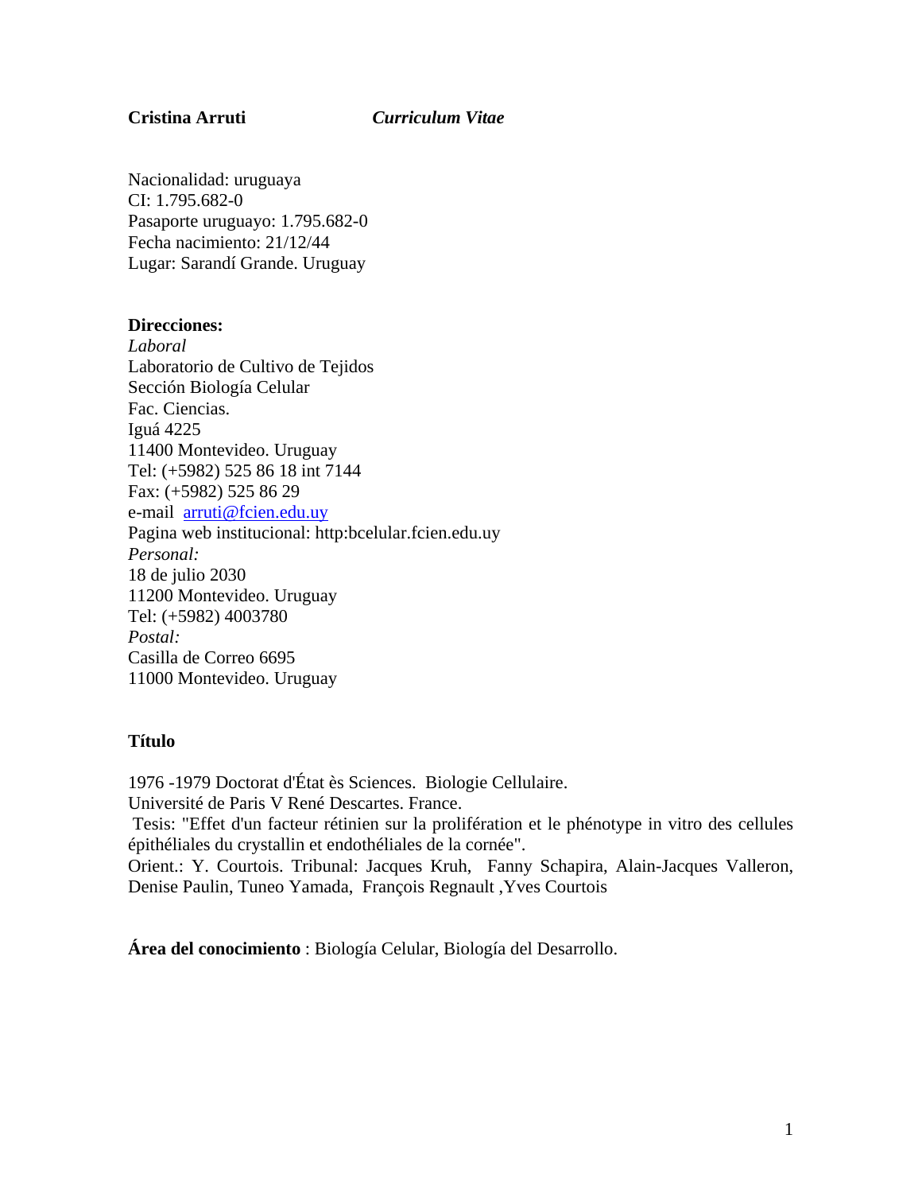**Cristina Arruti** *Curriculum Vitae*

Nacionalidad: uruguaya
CI: 1.795.682-0
Pasaporte uruguayo: 1.795.682-0
Fecha nacimiento: 21/12/44
Lugar: Sarandí Grande. Uruguay

**Direcciones:**

*Laboral*
Laboratorio de Cultivo de Tejidos
Sección Biología Celular
Fac. Ciencias.
Iguá 4225
11400 Montevideo. Uruguay
Tel: (+5982) 525 86 18 int 7144
Fax: (+5982) 525 86 29
e-mail arruti@fcien.edu.uy
Pagina web institucional: http:bcelular.fcien.edu.uy

*Personal:*
18 de julio 2030
11200 Montevideo. Uruguay
Tel: (+5982) 4003780

*Postal:*
Casilla de Correo 6695
11000 Montevideo. Uruguay

**Título**

1976 -1979 Doctorat d'État ès Sciences. Biologie Cellulaire.
Université de Paris V René Descartes. France.
Tesis: "Effet d'un facteur rétinien sur la prolifération et le phénotype in vitro des cellules épithéliales du crystallin et endothéliales de la cornée".
Orient.: Y. Courtois. Tribunal: Jacques Kruh, Fanny Schapira, Alain-Jacques Valleron, Denise Paulin, Tuneo Yamada, François Regnault ,Yves Courtois

**Área del conocimiento** : Biología Celular, Biología del Desarrollo.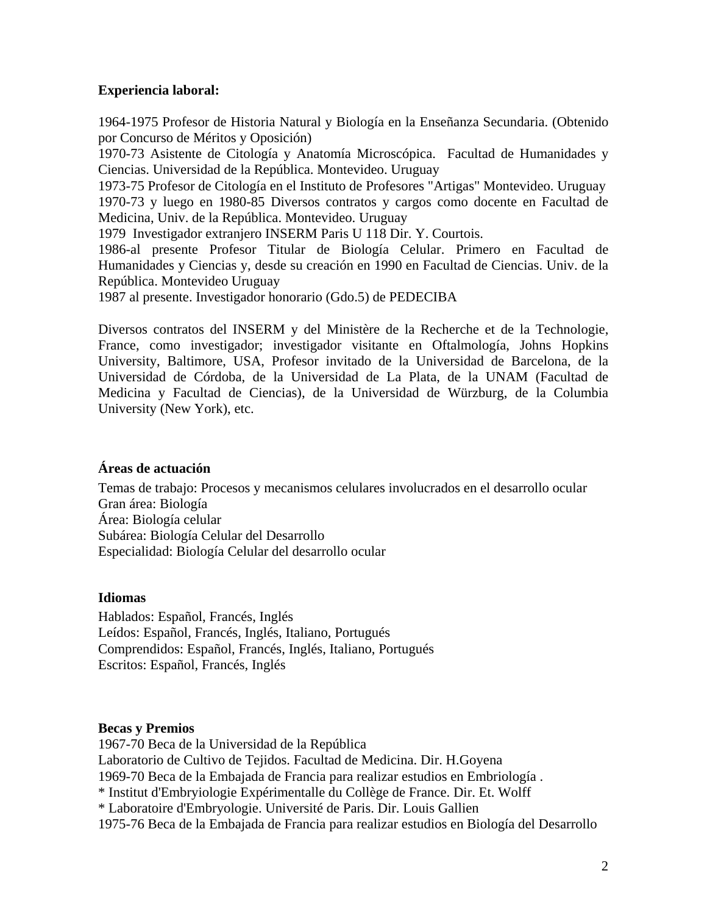**Experiencia laboral:**

1964-1975 Profesor de Historia Natural y Biología en la Enseñanza Secundaria. (Obtenido por Concurso de Méritos y Oposición)
1970-73 Asistente de Citología y Anatomía Microscópica. Facultad de Humanidades y Ciencias. Universidad de la República. Montevideo. Uruguay
1973-75 Profesor de Citología en el Instituto de Profesores "Artigas" Montevideo. Uruguay
1970-73 y luego en 1980-85 Diversos contratos y cargos como docente en Facultad de Medicina, Univ. de la República. Montevideo. Uruguay
1979 Investigador extranjero INSERM Paris U 118 Dir. Y. Courtois.
1986-al presente Profesor Titular de Biología Celular. Primero en Facultad de Humanidades y Ciencias y, desde su creación en 1990 en Facultad de Ciencias. Univ. de la República. Montevideo Uruguay
1987 al presente. Investigador honorario (Gdo.5) de PEDECIBA

Diversos contratos del INSERM y del Ministère de la Recherche et de la Technologie, France, como investigador; investigador visitante en Oftalmología, Johns Hopkins University, Baltimore, USA, Profesor invitado de la Universidad de Barcelona, de la Universidad de Córdoba, de la Universidad de La Plata, de la UNAM (Facultad de Medicina y Facultad de Ciencias), de la Universidad de Würzburg, de la Columbia University (New York), etc.

**Áreas de actuación**

Temas de trabajo: Procesos y mecanismos celulares involucrados en el desarrollo ocular
Gran área: Biología
Área: Biología celular
Subárea: Biología Celular del Desarrollo
Especialidad: Biología Celular del desarrollo ocular

**Idiomas**

Hablados: Español, Francés, Inglés
Leídos: Español, Francés, Inglés, Italiano, Portugués
Comprendidos: Español, Francés, Inglés, Italiano, Portugués
Escritos: Español, Francés, Inglés

**Becas y Premios**

1967-70 Beca de la Universidad de la República
Laboratorio de Cultivo de Tejidos. Facultad de Medicina. Dir. H.Goyena
1969-70 Beca de la Embajada de Francia para realizar estudios en Embriología .
* Institut d'Embryiologie Expérimentalle du Collège de France. Dir. Et. Wolff
* Laboratoire d'Embryologie. Université de Paris. Dir. Louis Gallien
1975-76 Beca de la Embajada de Francia para realizar estudios en Biología del Desarrollo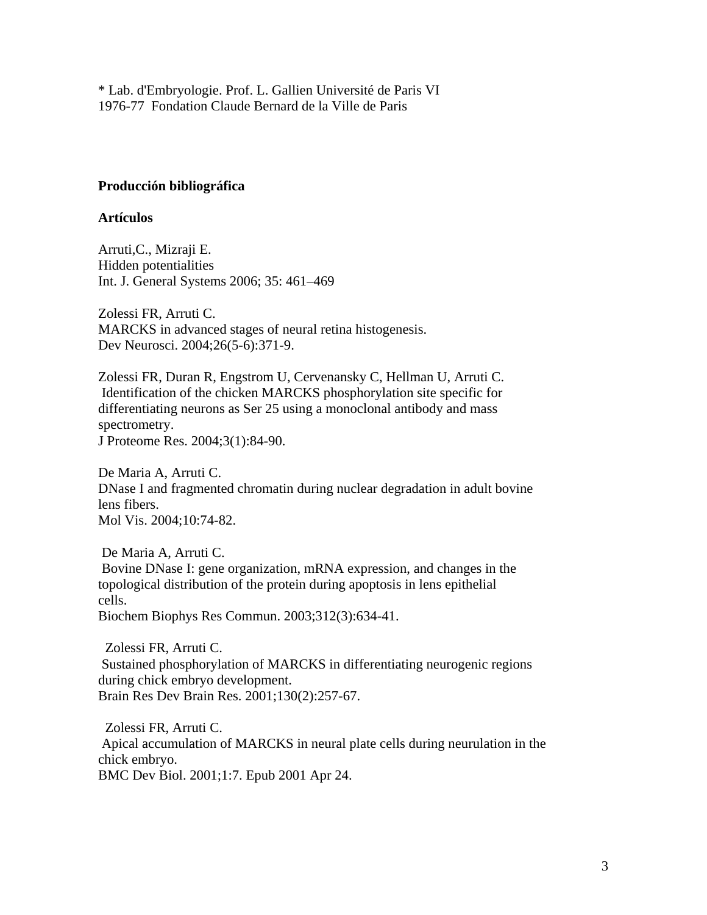* Lab. d'Embryologie. Prof. L. Gallien Université de Paris VI
1976-77 Fondation Claude Bernard de la Ville de Paris

**Producción bibliográfica**

**Artículos**

Arruti,C., Mizraji E.
Hidden potentialities
Int. J. General Systems 2006; 35: 461–469

Zolessi FR, Arruti C.
MARCKS in advanced stages of neural retina histogenesis.
Dev Neurosci. 2004;26(5-6):371-9.

Zolessi FR, Duran R, Engstrom U, Cervenansky C, Hellman U, Arruti C.
Identification of the chicken MARCKS phosphorylation site specific for differentiating neurons as Ser 25 using a monoclonal antibody and mass spectrometry.
J Proteome Res. 2004;3(1):84-90.

De Maria A, Arruti C.
DNase I and fragmented chromatin during nuclear degradation in adult bovine lens fibers.
Mol Vis. 2004;10:74-82.

De Maria A, Arruti C.
Bovine DNase I: gene organization, mRNA expression, and changes in the topological distribution of the protein during apoptosis in lens epithelial cells.
Biochem Biophys Res Commun. 2003;312(3):634-41.

Zolessi FR, Arruti C.
Sustained phosphorylation of MARCKS in differentiating neurogenic regions during chick embryo development.
Brain Res Dev Brain Res. 2001;130(2):257-67.

Zolessi FR, Arruti C.
Apical accumulation of MARCKS in neural plate cells during neurulation in the chick embryo.
BMC Dev Biol. 2001;1:7. Epub 2001 Apr 24.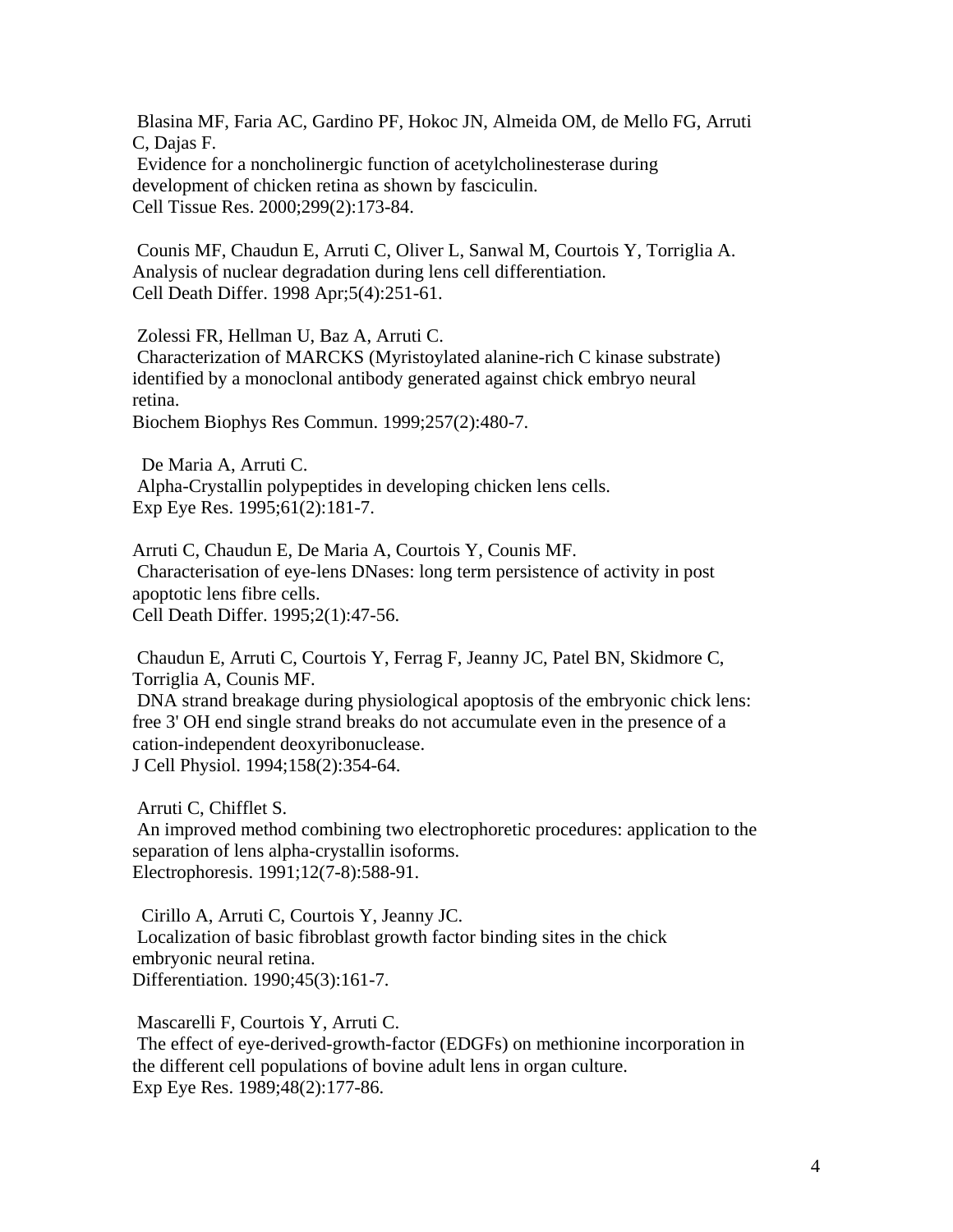Blasina MF, Faria AC, Gardino PF, Hokoc JN, Almeida OM, de Mello FG, Arruti C, Dajas F.
Evidence for a noncholinergic function of acetylcholinesterase during development of chicken retina as shown by fasciculin.
Cell Tissue Res. 2000;299(2):173-84.

Counis MF, Chaudun E, Arruti C, Oliver L, Sanwal M, Courtois Y, Torriglia A.
Analysis of nuclear degradation during lens cell differentiation.
Cell Death Differ. 1998 Apr;5(4):251-61.

Zolessi FR, Hellman U, Baz A, Arruti C.
Characterization of MARCKS (Myristoylated alanine-rich C kinase substrate) identified by a monoclonal antibody generated against chick embryo neural retina.
Biochem Biophys Res Commun. 1999;257(2):480-7.

De Maria A, Arruti C.
Alpha-Crystallin polypeptides in developing chicken lens cells.
Exp Eye Res. 1995;61(2):181-7.

Arruti C, Chaudun E, De Maria A, Courtois Y, Counis MF.
Characterisation of eye-lens DNases: long term persistence of activity in post apoptotic lens fibre cells.
Cell Death Differ. 1995;2(1):47-56.

Chaudun E, Arruti C, Courtois Y, Ferrag F, Jeanny JC, Patel BN, Skidmore C, Torriglia A, Counis MF.
DNA strand breakage during physiological apoptosis of the embryonic chick lens: free 3' OH end single strand breaks do not accumulate even in the presence of a cation-independent deoxyribonuclease.
J Cell Physiol. 1994;158(2):354-64.

Arruti C, Chifflet S.
An improved method combining two electrophoretic procedures: application to the separation of lens alpha-crystallin isoforms.
Electrophoresis. 1991;12(7-8):588-91.

Cirillo A, Arruti C, Courtois Y, Jeanny JC.
Localization of basic fibroblast growth factor binding sites in the chick embryonic neural retina.
Differentiation. 1990;45(3):161-7.

Mascarelli F, Courtois Y, Arruti C.
The effect of eye-derived-growth-factor (EDGFs) on methionine incorporation in the different cell populations of bovine adult lens in organ culture.
Exp Eye Res. 1989;48(2):177-86.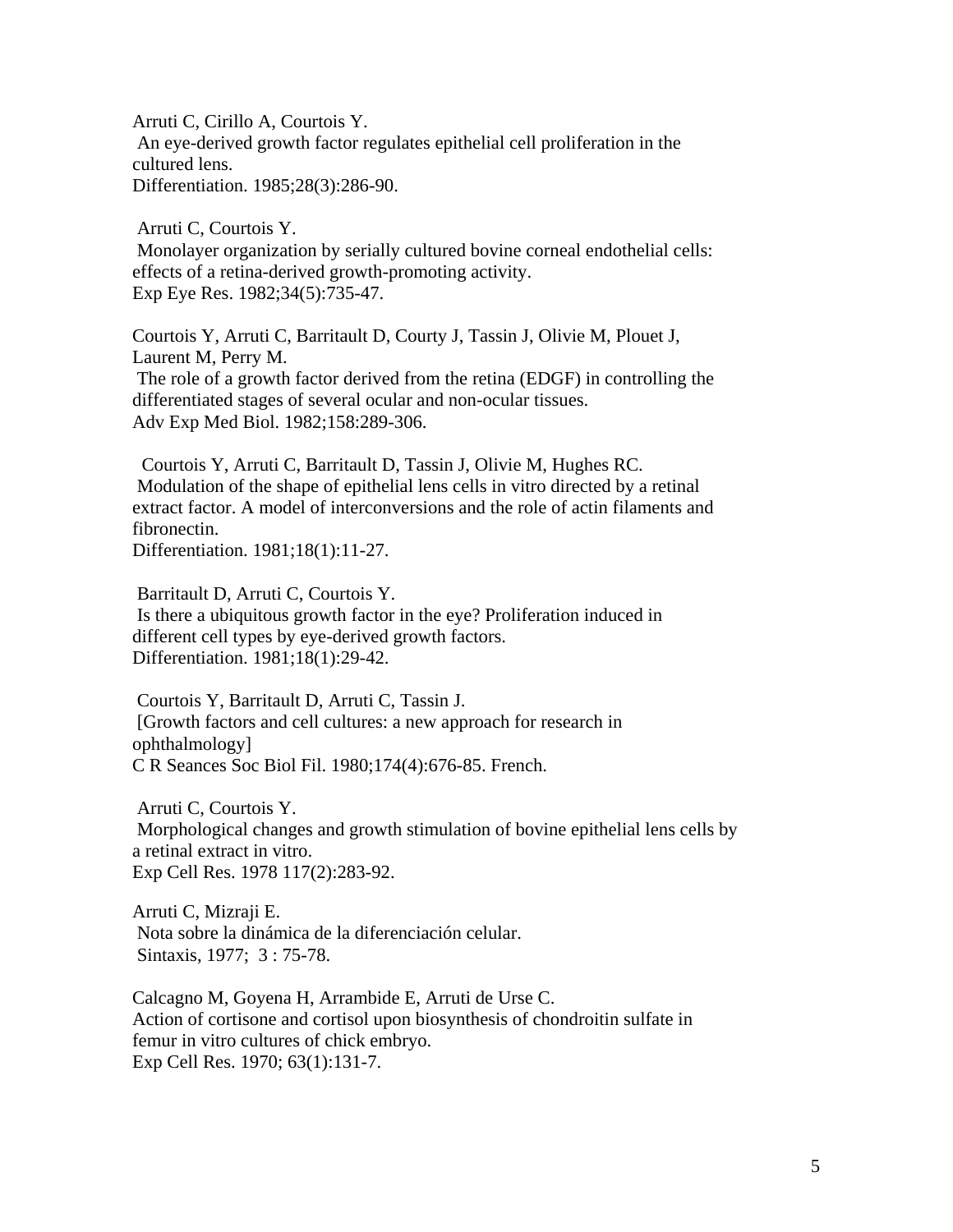Arruti C, Cirillo A, Courtois Y.
An eye-derived growth factor regulates epithelial cell proliferation in the cultured lens.
Differentiation. 1985;28(3):286-90.

Arruti C, Courtois Y.
Monolayer organization by serially cultured bovine corneal endothelial cells: effects of a retina-derived growth-promoting activity.
Exp Eye Res. 1982;34(5):735-47.

Courtois Y, Arruti C, Barritault D, Courty J, Tassin J, Olivie M, Plouet J, Laurent M, Perry M.
The role of a growth factor derived from the retina (EDGF) in controlling the differentiated stages of several ocular and non-ocular tissues.
Adv Exp Med Biol. 1982;158:289-306.

Courtois Y, Arruti C, Barritault D, Tassin J, Olivie M, Hughes RC.
Modulation of the shape of epithelial lens cells in vitro directed by a retinal extract factor. A model of interconversions and the role of actin filaments and fibronectin.
Differentiation. 1981;18(1):11-27.

Barritault D, Arruti C, Courtois Y.
Is there a ubiquitous growth factor in the eye? Proliferation induced in different cell types by eye-derived growth factors.
Differentiation. 1981;18(1):29-42.

Courtois Y, Barritault D, Arruti C, Tassin J.
[Growth factors and cell cultures: a new approach for research in ophthalmology]
C R Seances Soc Biol Fil. 1980;174(4):676-85. French.

Arruti C, Courtois Y.
Morphological changes and growth stimulation of bovine epithelial lens cells by a retinal extract in vitro.
Exp Cell Res. 1978 117(2):283-92.

Arruti C, Mizraji E.
Nota sobre la dinámica de la diferenciación celular.
Sintaxis, 1977; 3 : 75-78.

Calcagno M, Goyena H, Arrambide E, Arruti de Urse C.
Action of cortisone and cortisol upon biosynthesis of chondroitin sulfate in femur in vitro cultures of chick embryo.
Exp Cell Res. 1970; 63(1):131-7.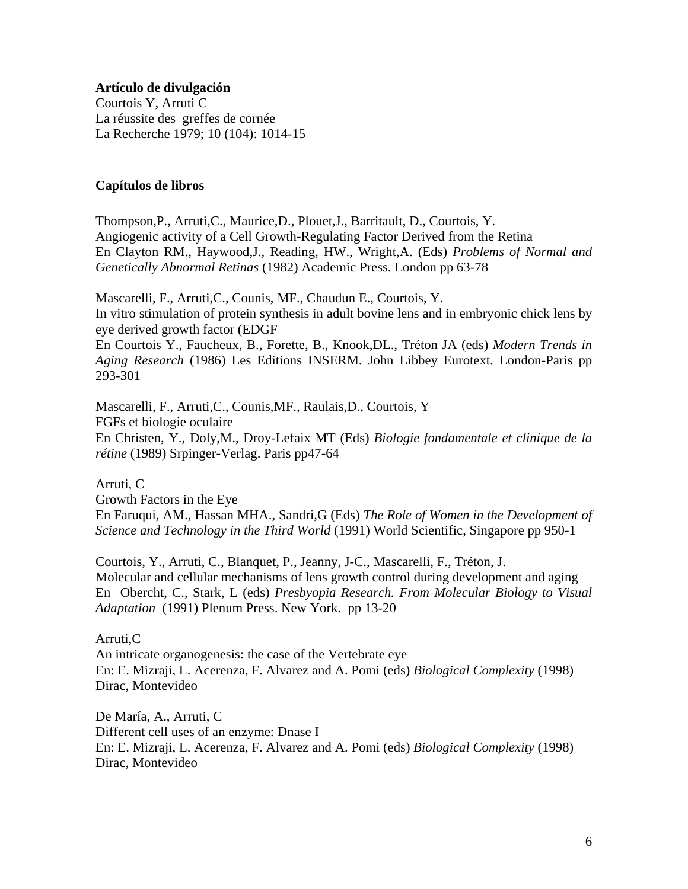**Artículo de divulgación**

Courtois Y, Arruti C
La réussite des greffes de cornée
La Recherche 1979; 10 (104): 1014-15

**Capítulos de libros**

Thompson,P., Arruti,C., Maurice,D., Plouet,J., Barritault, D., Courtois, Y.
Angiogenic activity of a Cell Growth-Regulating Factor Derived from the Retina
En Clayton RM., Haywood,J., Reading, HW., Wright,A. (Eds) *Problems of Normal and Genetically Abnormal Retinas* (1982) Academic Press. London pp 63-78

Mascarelli, F., Arruti,C., Counis, MF., Chaudun E., Courtois, Y.
In vitro stimulation of protein synthesis in adult bovine lens and in embryonic chick lens by eye derived growth factor (EDGF
En Courtois Y., Faucheux, B., Forette, B., Knook,DL., Tréton JA (eds) *Modern Trends in Aging Research* (1986) Les Editions INSERM. John Libbey Eurotext. London-Paris pp 293-301

Mascarelli, F., Arruti,C., Counis,MF., Raulais,D., Courtois, Y
FGFs et biologie oculaire
En Christen, Y., Doly,M., Droy-Lefaix MT (Eds) *Biologie fondamentale et clinique de la rétine* (1989) Srpinger-Verlag. Paris pp47-64

Arruti, C
Growth Factors in the Eye
En Faruqui, AM., Hassan MHA., Sandri,G (Eds) *The Role of Women in the Development of Science and Technology in the Third World* (1991) World Scientific, Singapore pp 950-1

Courtois, Y., Arruti, C., Blanquet, P., Jeanny, J-C., Mascarelli, F., Tréton, J.
Molecular and cellular mechanisms of lens growth control during development and aging
En Obercht, C., Stark, L (eds) *Presbyopia Research. From Molecular Biology to Visual Adaptation* (1991) Plenum Press. New York. pp 13-20

Arruti,C
An intricate organogenesis: the case of the Vertebrate eye
En: E. Mizraji, L. Acerenza, F. Alvarez and A. Pomi (eds) *Biological Complexity* (1998) Dirac, Montevideo

De María, A., Arruti, C
Different cell uses of an enzyme: Dnase I
En: E. Mizraji, L. Acerenza, F. Alvarez and A. Pomi (eds) *Biological Complexity* (1998) Dirac, Montevideo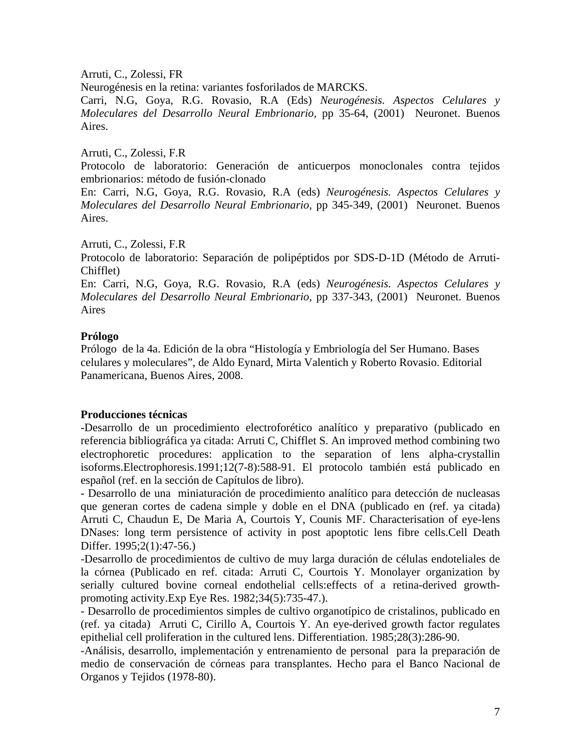Arruti, C., Zolessi, FR
Neurogénesis en la retina: variantes fosforilados de MARCKS.
Carri, N.G, Goya, R.G. Rovasio, R.A (Eds) *Neurogénesis. Aspectos Celulares y Moleculares del Desarrollo Neural Embrionario,* pp 35-64, (2001) Neuronet. Buenos Aires.

Arruti, C., Zolessi, F.R
Protocolo de laboratorio: Generación de anticuerpos monoclonales contra tejidos embrionarios: método de fusión-clonado
En: Carri, N.G, Goya, R.G. Rovasio, R.A (eds) *Neurogénesis. Aspectos Celulares y Moleculares del Desarrollo Neural Embrionario,* pp 345-349, (2001) Neuronet. Buenos Aires.

Arruti, C., Zolessi, F.R
Protocolo de laboratorio: Separación de polipéptidos por SDS-D-1D (Método de Arruti-Chifflet)
En: Carri, N.G, Goya, R.G. Rovasio, R.A (eds) *Neurogénesis. Aspectos Celulares y Moleculares del Desarrollo Neural Embrionario,* pp 337-343, (2001) Neuronet. Buenos Aires

**Prólogo**
Prólogo de la 4a. Edición de la obra "Histología y Embriología del Ser Humano. Bases celulares y moleculares", de Aldo Eynard, Mirta Valentich y Roberto Rovasio. Editorial Panamericana, Buenos Aires, 2008.

**Producciones técnicas**
-Desarrollo de un procedimiento electroforético analítico y preparativo (publicado en referencia bibliográfica ya citada: Arruti C, Chifflet S. An improved method combining two electrophoretic procedures: application to the separation of lens alpha-crystallin isoforms.Electrophoresis.1991;12(7-8):588-91. El protocolo también está publicado en español (ref. en la sección de Capítulos de libro).
- Desarrollo de una miniaturación de procedimiento analítico para detección de nucleasas que generan cortes de cadena simple y doble en el DNA (publicado en (ref. ya citada) Arruti C, Chaudun E, De Maria A, Courtois Y, Counis MF. Characterisation of eye-lens DNases: long term persistence of activity in post apoptotic lens fibre cells.Cell Death Differ. 1995;2(1):47-56.)
-Desarrollo de procedimientos de cultivo de muy larga duración de células endoteliales de la córnea (Publicado en ref. citada: Arruti C, Courtois Y. Monolayer organization by serially cultured bovine corneal endothelial cells:effects of a retina-derived growth-promoting activity.Exp Eye Res. 1982;34(5):735-47.).
- Desarrollo de procedimientos simples de cultivo organotípico de cristalinos, publicado en (ref. ya citada) Arruti C, Cirillo A, Courtois Y. An eye-derived growth factor regulates epithelial cell proliferation in the cultured lens. Differentiation. 1985;28(3):286-90.
-Análisis, desarrollo, implementación y entrenamiento de personal para la preparación de medio de conservación de córneas para transplantes. Hecho para el Banco Nacional de Organos y Tejidos (1978-80).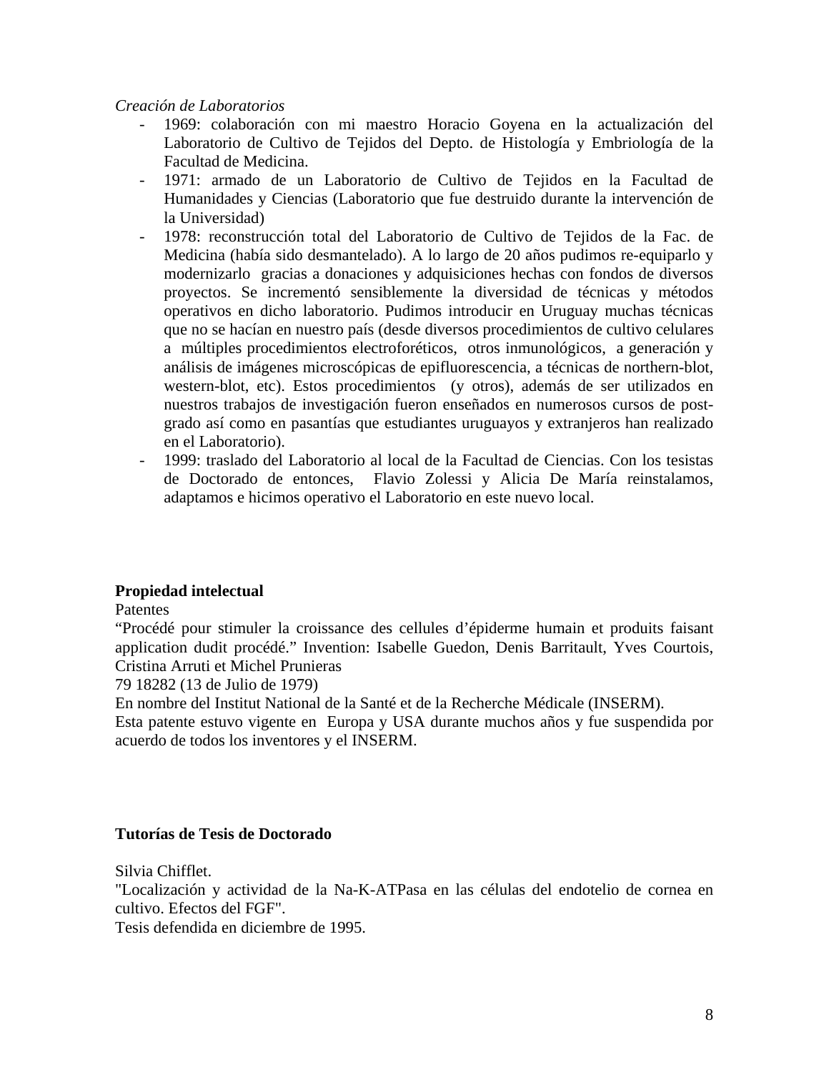*Creación de Laboratorios*

- 1969: colaboración con mi maestro Horacio Goyena en la actualización del Laboratorio de Cultivo de Tejidos del Depto. de Histología y Embriología de la Facultad de Medicina.
- 1971: armado de un Laboratorio de Cultivo de Tejidos en la Facultad de Humanidades y Ciencias (Laboratorio que fue destruido durante la intervención de la Universidad)
- 1978: reconstrucción total del Laboratorio de Cultivo de Tejidos de la Fac. de Medicina (había sido desmantelado). A lo largo de 20 años pudimos re-equiparlo y modernizarlo gracias a donaciones y adquisiciones hechas con fondos de diversos proyectos. Se incrementó sensiblemente la diversidad de técnicas y métodos operativos en dicho laboratorio. Pudimos introducir en Uruguay muchas técnicas que no se hacían en nuestro país (desde diversos procedimientos de cultivo celulares a múltiples procedimientos electroforéticos, otros inmunológicos, a generación y análisis de imágenes microscópicas de epifluorescencia, a técnicas de northern-blot, western-blot, etc). Estos procedimientos (y otros), además de ser utilizados en nuestros trabajos de investigación fueron enseñados en numerosos cursos de post-grado así como en pasantías que estudiantes uruguayos y extranjeros han realizado en el Laboratorio).
- 1999: traslado del Laboratorio al local de la Facultad de Ciencias. Con los tesistas de Doctorado de entonces, Flavio Zolessi y Alicia De María reinstalamos, adaptamos e hicimos operativo el Laboratorio en este nuevo local.

**Propiedad intelectual**

Patentes

"Procédé pour stimuler la croissance des cellules d'épiderme humain et produits faisant application dudit procédé." Invention: Isabelle Guedon, Denis Barritault, Yves Courtois, Cristina Arruti et Michel Prunieras

79 18282 (13 de Julio de 1979)

En nombre del Institut National de la Santé et de la Recherche Médicale (INSERM).

Esta patente estuvo vigente en Europa y USA durante muchos años y fue suspendida por acuerdo de todos los inventores y el INSERM.

**Tutorías de Tesis de Doctorado**

Silvia Chifflet.

"Localización y actividad de la Na-K-ATPasa en las células del endotelio de cornea en cultivo. Efectos del FGF".

Tesis defendida en diciembre de 1995.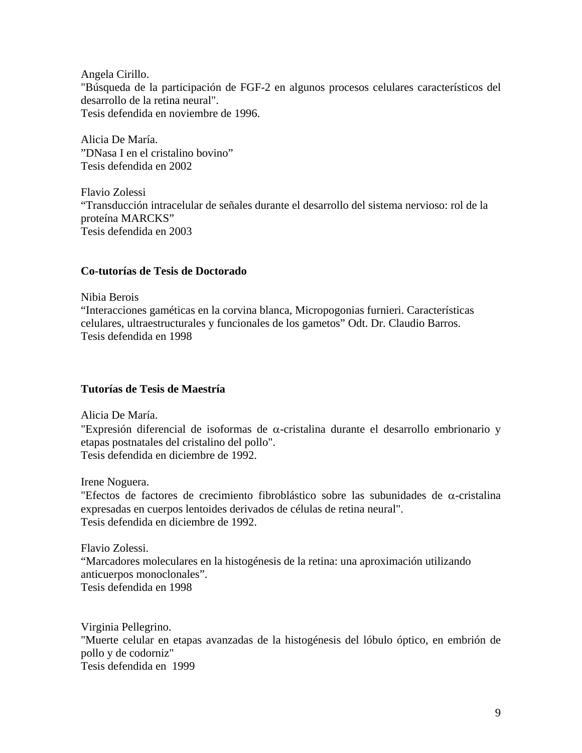Angela Cirillo.
"Búsqueda de la participación de FGF-2 en algunos procesos celulares característicos del desarrollo de la retina neural".
Tesis defendida en noviembre de 1996.

Alicia De María.
"DNasa I en el cristalino bovino"
Tesis defendida en 2002

Flavio Zolessi
"Transducción intracelular de señales durante el desarrollo del sistema nervioso: rol de la proteína MARCKS"
Tesis defendida en 2003

**Co-tutorías de Tesis de Doctorado**

Nibia Berois
"Interacciones gaméticas en la corvina blanca, Micropogonias furnieri. Características celulares, ultraestructurales y funcionales de los gametos" Odt. Dr. Claudio Barros.
Tesis defendida en 1998

**Tutorías de Tesis de Maestría**

Alicia De María.
"Expresión diferencial de isoformas de $\alpha$-cristalina durante el desarrollo embrionario y etapas postnatales del cristalino del pollo".
Tesis defendida en diciembre de 1992.

Irene Noguera.
"Efectos de factores de crecimiento fibroblástico sobre las subunidades de $\alpha$-cristalina expresadas en cuerpos lentoides derivados de células de retina neural".
Tesis defendida en diciembre de 1992.

Flavio Zolessi.
"Marcadores moleculares en la histogénesis de la retina: una aproximación utilizando anticuerpos monoclonales".
Tesis defendida en 1998

Virginia Pellegrino.
"Muerte celular en etapas avanzadas de la histogénesis del lóbulo óptico, en embrión de pollo y de codorniz"
Tesis defendida en 1999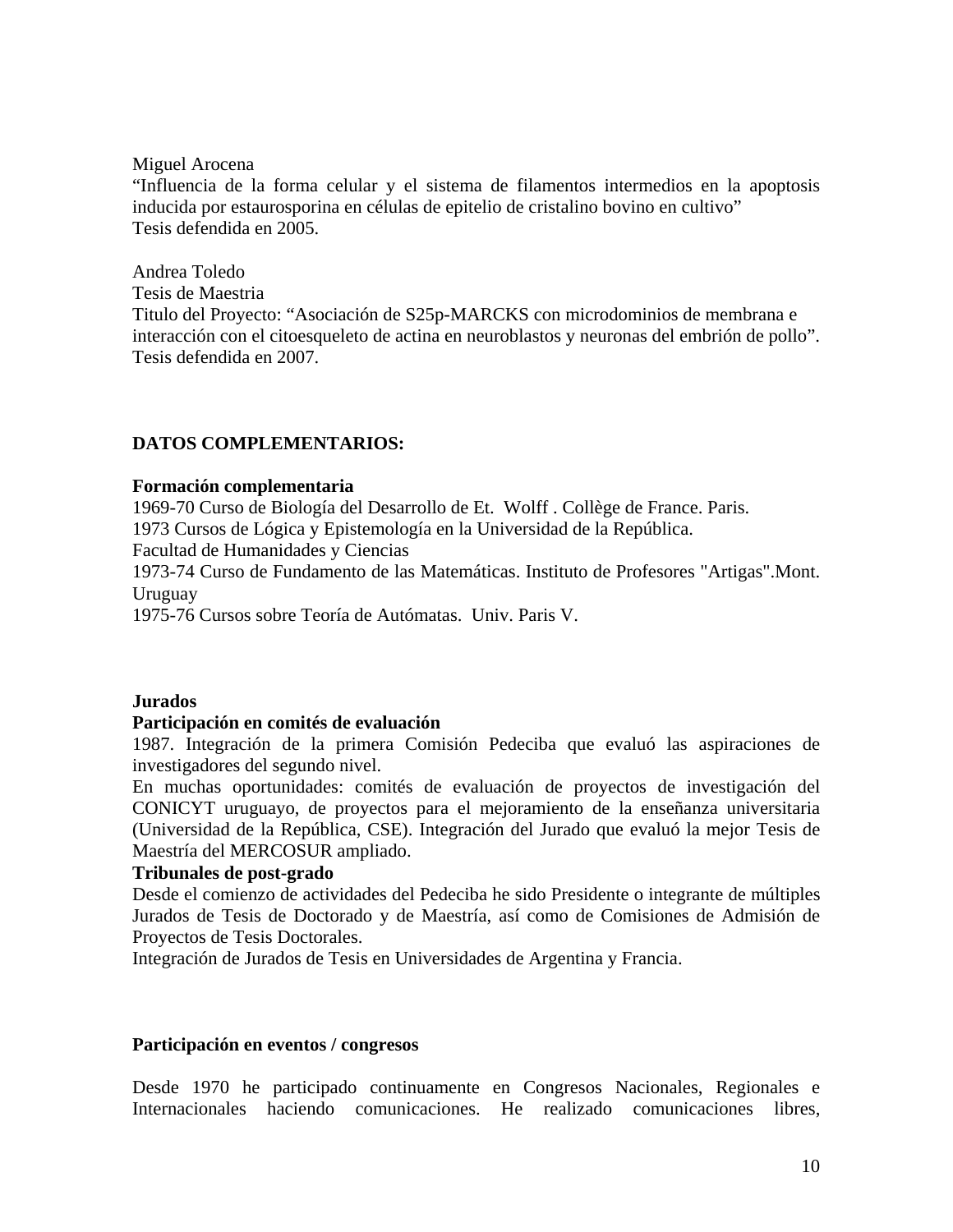Miguel Arocena
“Influencia de la forma celular y el sistema de filamentos intermedios en la apoptosis inducida por estaurosporina en células de epitelio de cristalino bovino en cultivo”
Tesis defendida en 2005.

Andrea Toledo
Tesis de Maestria
Titulo del Proyecto: “Asociación de S25p-MARCKS con microdominios de membrana e interacción con el citoesqueleto de actina en neuroblastos y neuronas del embrión de pollo”.
Tesis defendida en 2007.

**DATOS COMPLEMENTARIOS:**

**Formación complementaria**
1969-70 Curso de Biología del Desarrollo de Et. Wolff . Collège de France. Paris.
1973 Cursos de Lógica y Epistemología en la Universidad de la República.
Facultad de Humanidades y Ciencias
1973-74 Curso de Fundamento de las Matemáticas. Instituto de Profesores "Artigas".Mont. Uruguay
1975-76 Cursos sobre Teoría de Autómatas. Univ. Paris V.

**Jurados**
**Participación en comités de evaluación**
1987. Integración de la primera Comisión Pedeciba que evaluó las aspiraciones de investigadores del segundo nivel.
En muchas oportunidades: comités de evaluación de proyectos de investigación del CONICYT uruguayo, de proyectos para el mejoramiento de la enseñanza universitaria (Universidad de la República, CSE). Integración del Jurado que evaluó la mejor Tesis de Maestría del MERCOSUR ampliado.
**Tribunales de post-grado**
Desde el comienzo de actividades del Pedeciba he sido Presidente o integrante de múltiples Jurados de Tesis de Doctorado y de Maestría, así como de Comisiones de Admisión de Proyectos de Tesis Doctorales.
Integración de Jurados de Tesis en Universidades de Argentina y Francia.

**Participación en eventos / congresos**

Desde 1970 he participado continuamente en Congresos Nacionales, Regionales e Internacionales haciendo comunicaciones. He realizado comunicaciones libres,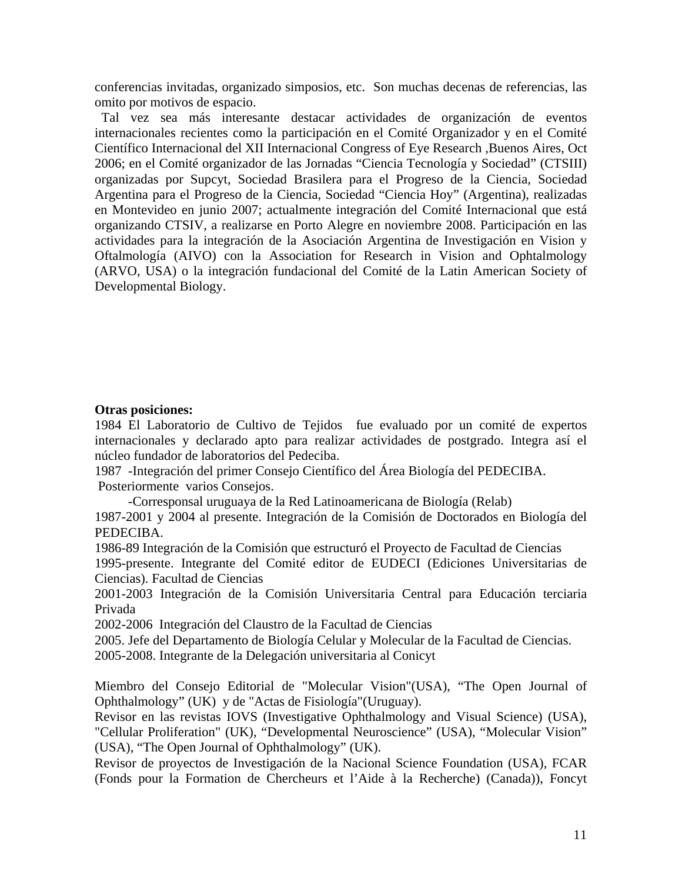conferencias invitadas, organizado simposios, etc. Son muchas decenas de referencias, las omito por motivos de espacio.

Tal vez sea más interesante destacar actividades de organización de eventos internacionales recientes como la participación en el Comité Organizador y en el Comité Científico Internacional del XII Internacional Congress of Eye Research ,Buenos Aires, Oct 2006; en el Comité organizador de las Jornadas "Ciencia Tecnología y Sociedad" (CTSIII) organizadas por Supcyt, Sociedad Brasilera para el Progreso de la Ciencia, Sociedad Argentina para el Progreso de la Ciencia, Sociedad "Ciencia Hoy" (Argentina), realizadas en Montevideo en junio 2007; actualmente integración del Comité Internacional que está organizando CTSIV, a realizarse en Porto Alegre en noviembre 2008. Participación en las actividades para la integración de la Asociación Argentina de Investigación en Vision y Oftalmología (AIVO) con la Association for Research in Vision and Ophtalmology (ARVO, USA) o la integración fundacional del Comité de la Latin American Society of Developmental Biology.

**Otras posiciones:**

1984 El Laboratorio de Cultivo de Tejidos fue evaluado por un comité de expertos internacionales y declarado apto para realizar actividades de postgrado. Integra así el núcleo fundador de laboratorios del Pedeciba.

1987 -Integración del primer Consejo Científico del Área Biología del PEDECIBA. Posteriormente varios Consejos.

-Corresponsal uruguaya de la Red Latinoamericana de Biología (Relab)

1987-2001 y 2004 al presente. Integración de la Comisión de Doctorados en Biología del PEDECIBA.

1986-89 Integración de la Comisión que estructuró el Proyecto de Facultad de Ciencias

1995-presente. Integrante del Comité editor de EUDECI (Ediciones Universitarias de Ciencias). Facultad de Ciencias

2001-2003 Integración de la Comisión Universitaria Central para Educación terciaria Privada

2002-2006 Integración del Claustro de la Facultad de Ciencias

2005. Jefe del Departamento de Biología Celular y Molecular de la Facultad de Ciencias.

2005-2008. Integrante de la Delegación universitaria al Conicyt

Miembro del Consejo Editorial de "Molecular Vision"(USA), "The Open Journal of Ophthalmology" (UK) y de "Actas de Fisiología"(Uruguay).

Revisor en las revistas IOVS (Investigative Ophthalmology and Visual Science) (USA), "Cellular Proliferation" (UK), "Developmental Neuroscience" (USA), "Molecular Vision" (USA), "The Open Journal of Ophthalmology" (UK).

Revisor de proyectos de Investigación de la Nacional Science Foundation (USA), FCAR (Fonds pour la Formation de Chercheurs et l'Aide à la Recherche) (Canada)), Foncyt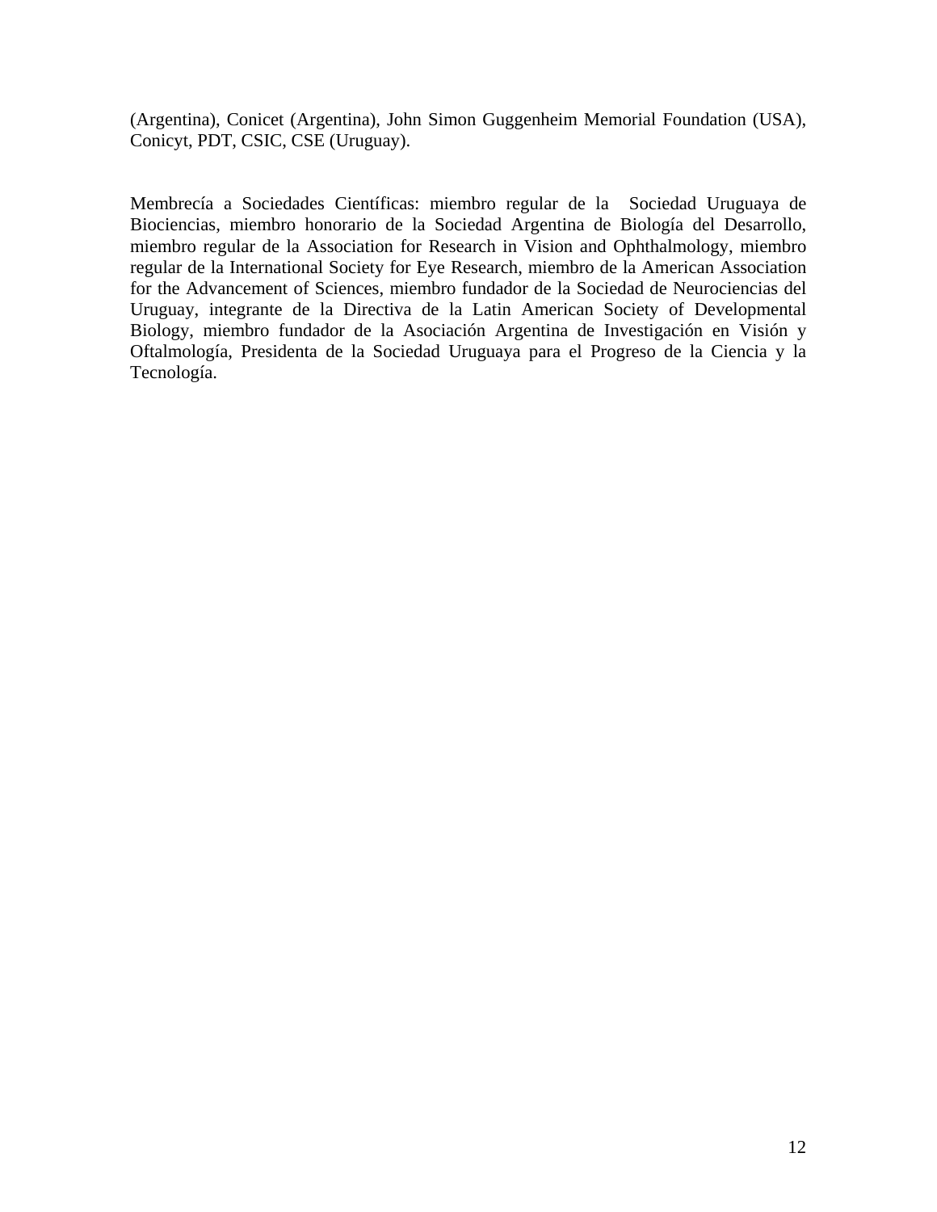(Argentina), Conicet (Argentina), John Simon Guggenheim Memorial Foundation (USA), Conicyt, PDT, CSIC, CSE (Uruguay).

Membrecía a Sociedades Científicas: miembro regular de la Sociedad Uruguaya de Biociencias, miembro honorario de la Sociedad Argentina de Biología del Desarrollo, miembro regular de la Association for Research in Vision and Ophthalmology, miembro regular de la International Society for Eye Research, miembro de la American Association for the Advancement of Sciences, miembro fundador de la Sociedad de Neurociencias del Uruguay, integrante de la Directiva de la Latin American Society of Developmental Biology, miembro fundador de la Asociación Argentina de Investigación en Visión y Oftalmología, Presidenta de la Sociedad Uruguaya para el Progreso de la Ciencia y la Tecnología.